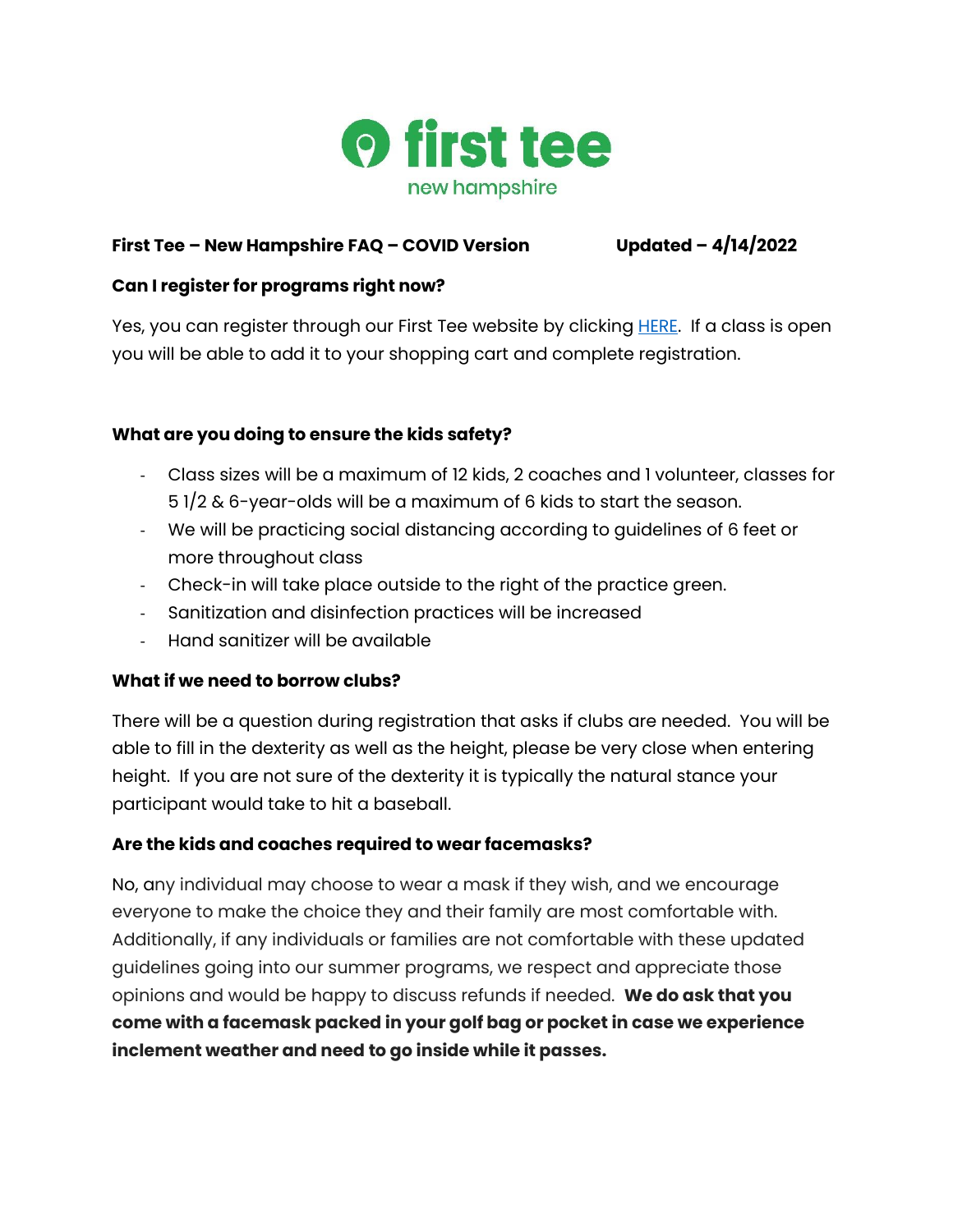# first tee
## new hampshire

**First Tee – New Hampshire FAQ – COVID Version** **Updated – 4/14/2022**

**Can I register for programs right now?**

Yes, you can register through our First Tee website by clicking [HERE]. If a class is open you will be able to add it to your shopping cart and complete registration.

**What are you doing to ensure the kids safety?**

- Class sizes will be a maximum of 12 kids, 2 coaches and 1 volunteer, classes for 5 1/2 & 6-year-olds will be a maximum of 6 kids to start the season.
- We will be practicing social distancing according to guidelines of 6 feet or more throughout class
- Check-in will take place outside to the right of the practice green.
- Sanitization and disinfection practices will be increased
- Hand sanitizer will be available

**What if we need to borrow clubs?**

There will be a question during registration that asks if clubs are needed. You will be able to fill in the dexterity as well as the height, please be very close when entering height. If you are not sure of the dexterity it is typically the natural stance your participant would take to hit a baseball.

**Are the kids and coaches required to wear facemasks?**

No, any individual may choose to wear a mask if they wish, and we encourage everyone to make the choice they and their family are most comfortable with. Additionally, if any individuals or families are not comfortable with these updated guidelines going into our summer programs, we respect and appreciate those opinions and would be happy to discuss refunds if needed. **We do ask that you come with a facemask packed in your golf bag or pocket in case we experience inclement weather and need to go inside while it passes.**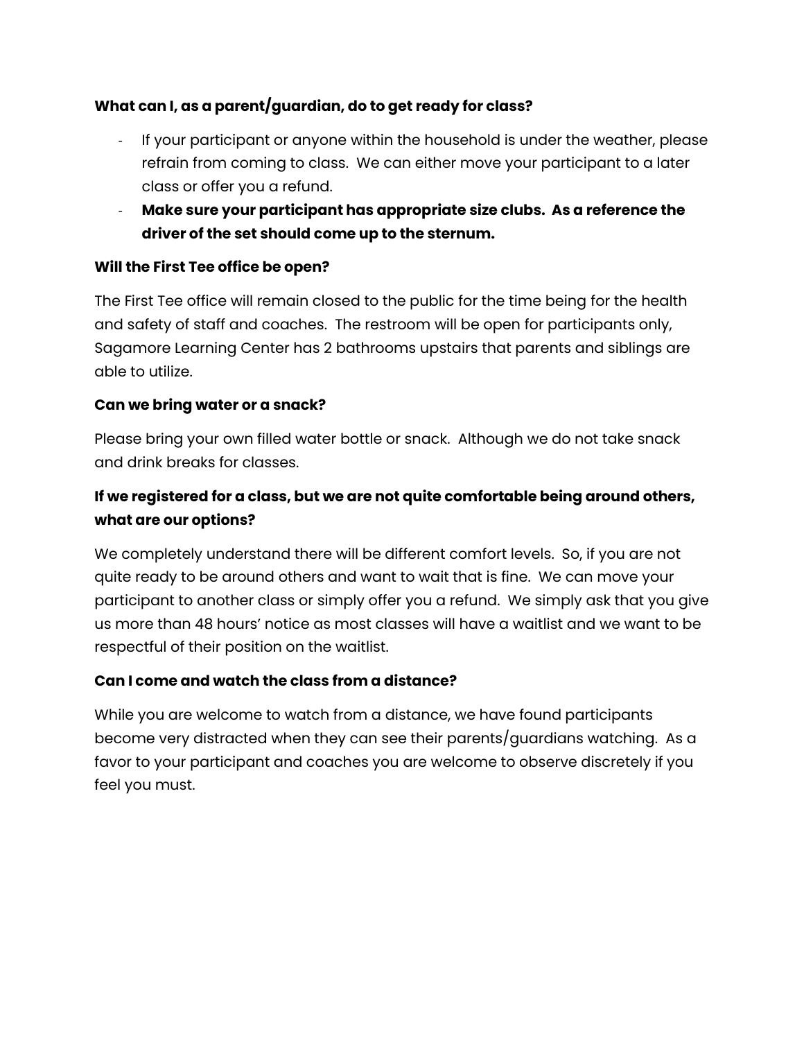**What can I, as a parent/guardian, do to get ready for class?**

- If your participant or anyone within the household is under the weather, please refrain from coming to class. We can either move your participant to a later class or offer you a refund.
- **Make sure your participant has appropriate size clubs. As a reference the driver of the set should come up to the sternum.**

**Will the First Tee office be open?**

The First Tee office will remain closed to the public for the time being for the health and safety of staff and coaches. The restroom will be open for participants only, Sagamore Learning Center has 2 bathrooms upstairs that parents and siblings are able to utilize.

**Can we bring water or a snack?**

Please bring your own filled water bottle or snack. Although we do not take snack and drink breaks for classes.

**If we registered for a class, but we are not quite comfortable being around others, what are our options?**

We completely understand there will be different comfort levels. So, if you are not quite ready to be around others and want to wait that is fine. We can move your participant to another class or simply offer you a refund. We simply ask that you give us more than 48 hours' notice as most classes will have a waitlist and we want to be respectful of their position on the waitlist.

**Can I come and watch the class from a distance?**

While you are welcome to watch from a distance, we have found participants become very distracted when they can see their parents/guardians watching. As a favor to your participant and coaches you are welcome to observe discretely if you feel you must.